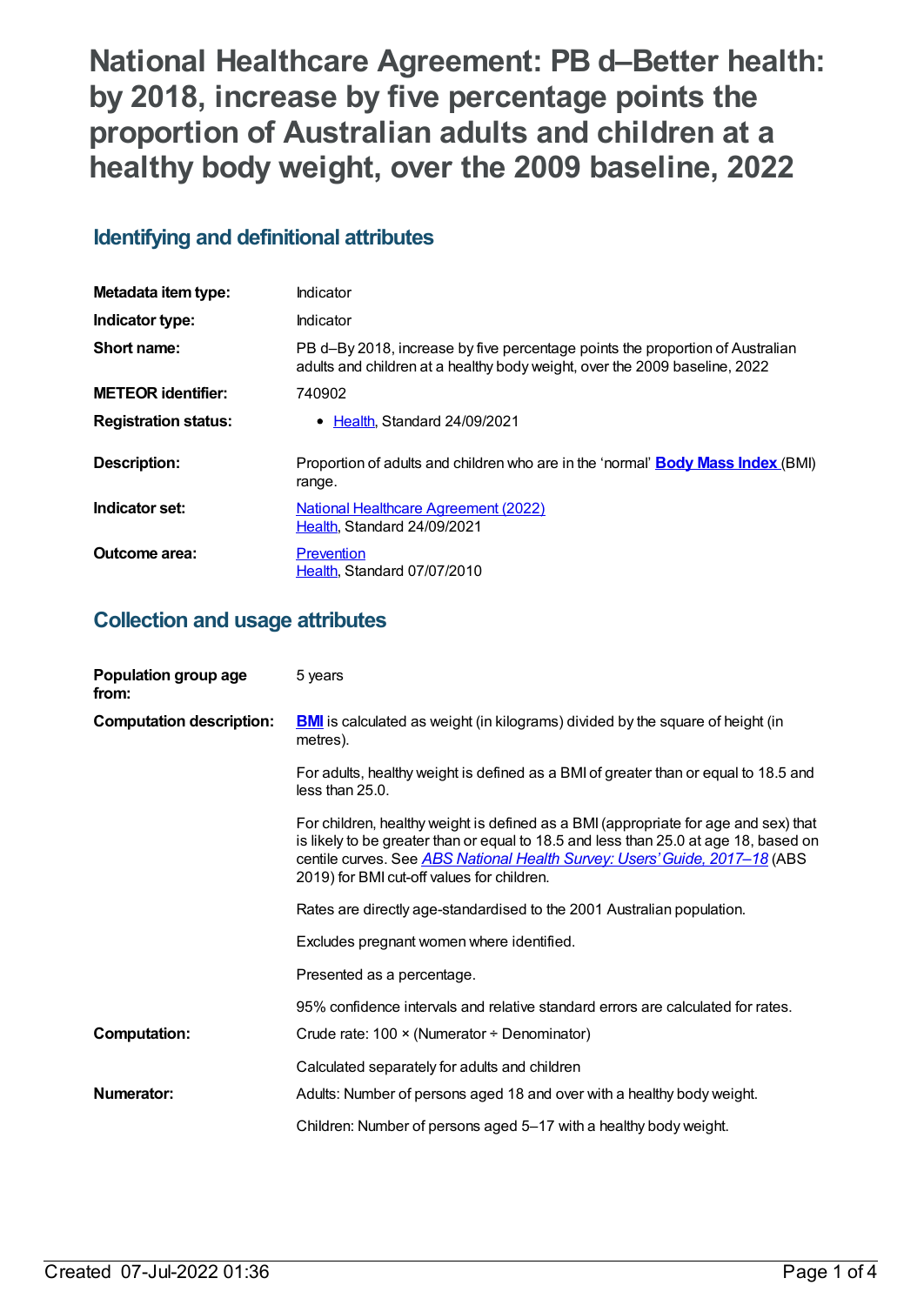# National Healthcare Agreement: PB d–Better health: by 2018, increase by five percentage points the proportion of Australian adults and children at a healthy body weight, over the 2009 baseline, 2022

## Identifying and definitional attributes

| | |
|---|---|
| **Metadata item type:** | Indicator |
| **Indicator type:** | Indicator |
| **Short name:** | PB d–By 2018, increase by five percentage points the proportion of Australian adults and children at a healthy body weight, over the 2009 baseline, 2022 |
| **METEOR identifier:** | 740902 |
| **Registration status:** | • Health, Standard 24/09/2021 |
| **Description:** | Proportion of adults and children who are in the 'normal' **Body Mass Index** (BMI) range. |
| **Indicator set:** | National Healthcare Agreement (2022)<br>Health, Standard 24/09/2021 |
| **Outcome area:** | Prevention<br>Health, Standard 07/07/2010 |

## Collection and usage attributes

| | |
|---|---|
| **Population group age from:** | 5 years |
| **Computation description:** | **BMI** is calculated as weight (in kilograms) divided by the square of height (in metres).<br><br>For adults, healthy weight is defined as a BMI of greater than or equal to 18.5 and less than 25.0.<br><br>For children, healthy weight is defined as a BMI (appropriate for age and sex) that is likely to be greater than or equal to 18.5 and less than 25.0 at age 18, based on centile curves. See *ABS National Health Survey: Users' Guide, 2017–18* (ABS 2019) for BMI cut-off values for children.<br><br>Rates are directly age-standardised to the 2001 Australian population.<br><br>Excludes pregnant women where identified.<br><br>Presented as a percentage.<br><br>95% confidence intervals and relative standard errors are calculated for rates. |
| **Computation:** | Crude rate: 100 × (Numerator ÷ Denominator)<br><br>Calculated separately for adults and children |
| **Numerator:** | Adults: Number of persons aged 18 and over with a healthy body weight.<br><br>Children: Number of persons aged 5–17 with a healthy body weight. |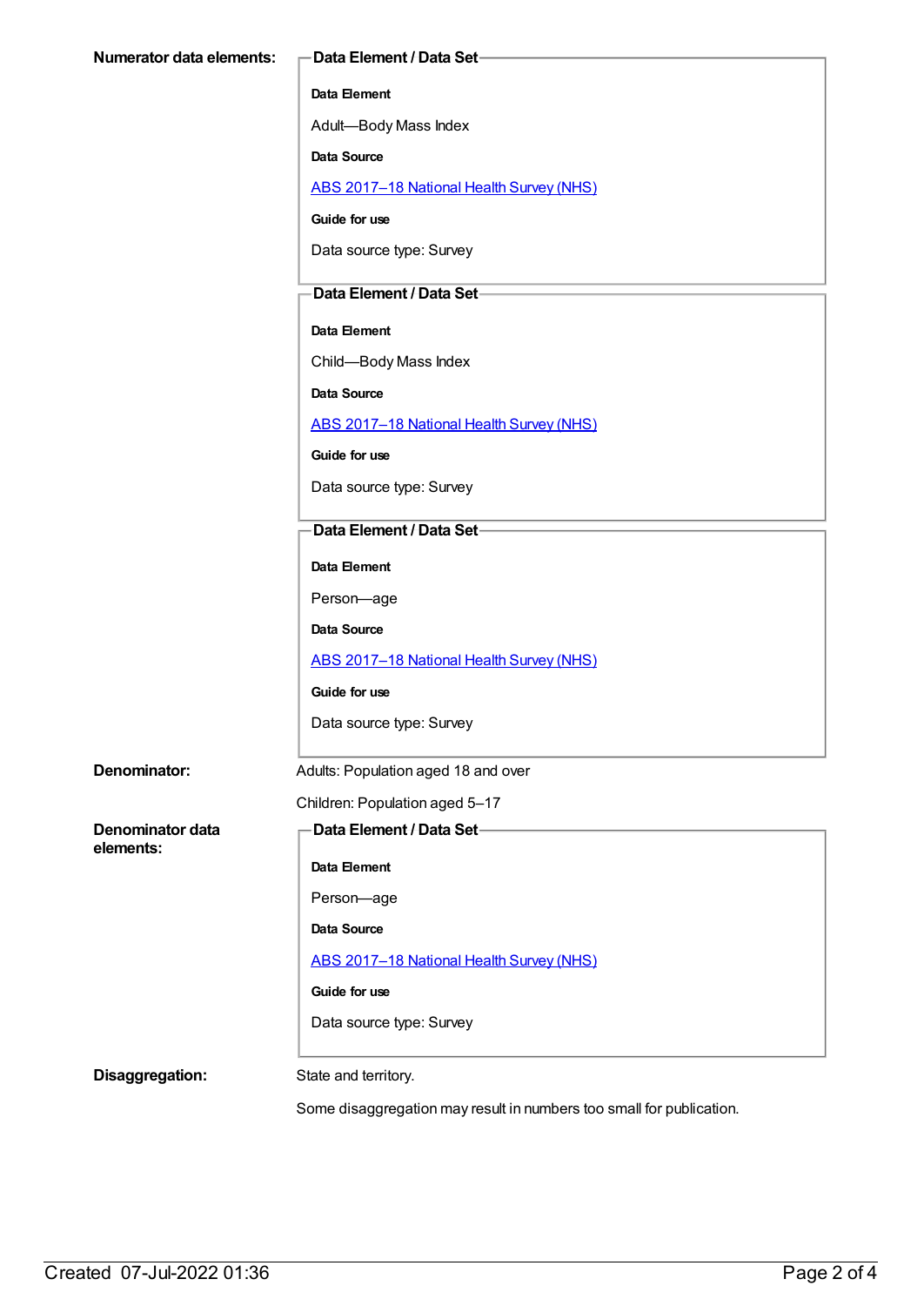**Numerator data elements:**

**Data Element / Data Set**

**Data Element**

Adult—Body Mass Index

**Data Source**

ABS 2017–18 National Health Survey (NHS)

**Guide for use**

Data source type: Survey

**Data Element / Data Set**

**Data Element**

Child—Body Mass Index

**Data Source**

ABS 2017–18 National Health Survey (NHS)

**Guide for use**

Data source type: Survey

**Data Element / Data Set**

**Data Element**

Person—age

**Data Source**

ABS 2017–18 National Health Survey (NHS)

**Guide for use**

Data source type: Survey

**Denominator:**

Adults: Population aged 18 and over

Children: Population aged 5–17

**Denominator data elements:**

**Data Element / Data Set**

**Data Element**

Person—age

**Data Source**

ABS 2017–18 National Health Survey (NHS)

**Guide for use**

Data source type: Survey

**Disaggregation:**

State and territory.

Some disaggregation may result in numbers too small for publication.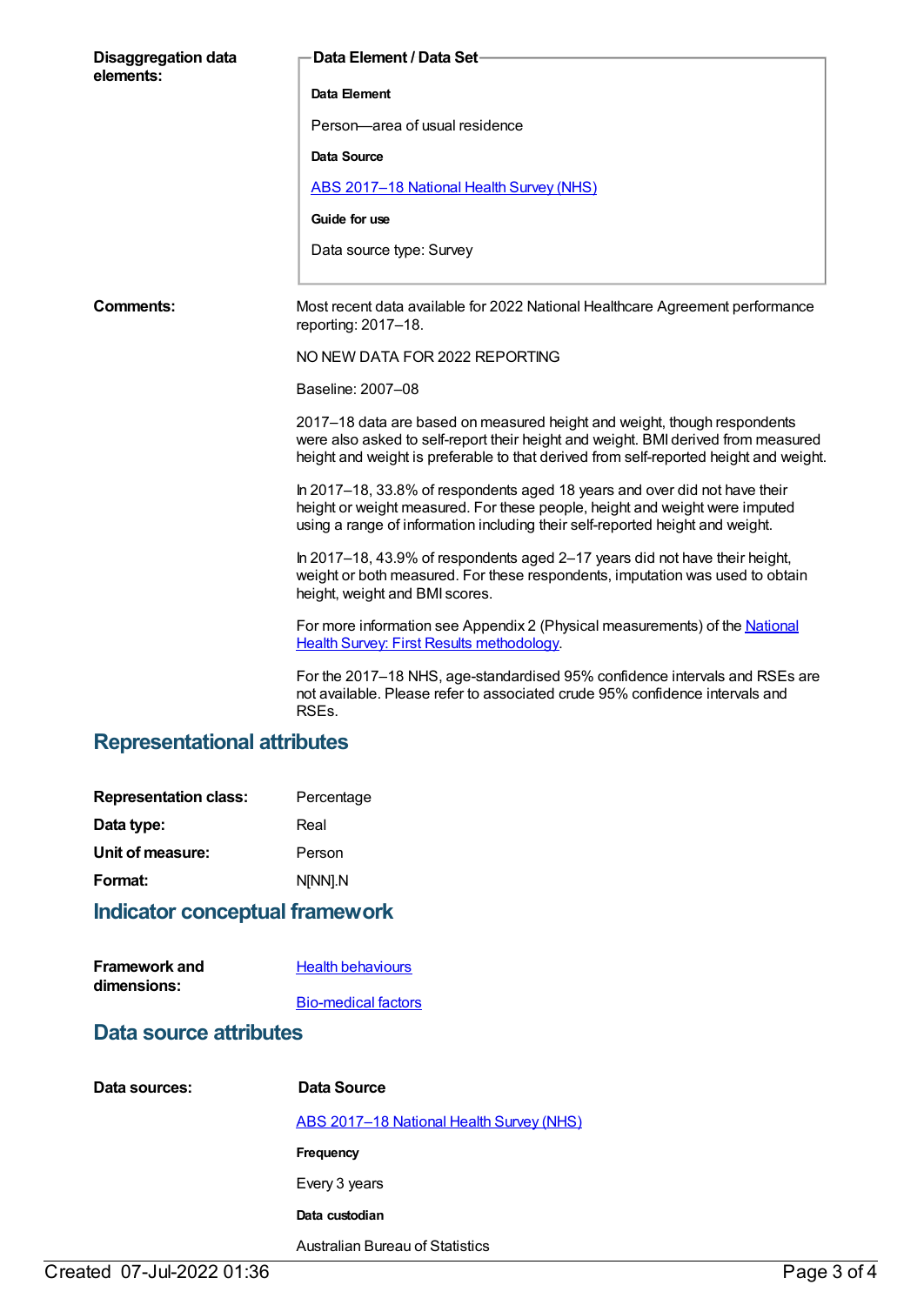**Disaggregation data elements:**

**Data Element / Data Set**

**Data Element**

Person—area of usual residence

**Data Source**

[ABS 2017–18 National Health Survey (NHS)]

**Guide for use**

Data source type: Survey

**Comments:**

Most recent data available for 2022 National Healthcare Agreement performance reporting: 2017–18.

NO NEW DATA FOR 2022 REPORTING

Baseline: 2007–08

2017–18 data are based on measured height and weight, though respondents were also asked to self-report their height and weight. BMI derived from measured height and weight is preferable to that derived from self-reported height and weight.

In 2017–18, 33.8% of respondents aged 18 years and over did not have their height or weight measured. For these people, height and weight were imputed using a range of information including their self-reported height and weight.

In 2017–18, 43.9% of respondents aged 2–17 years did not have their height, weight or both measured. For these respondents, imputation was used to obtain height, weight and BMI scores.

For more information see Appendix 2 (Physical measurements) of the National Health Survey: First Results methodology.

For the 2017–18 NHS, age-standardised 95% confidence intervals and RSEs are not available. Please refer to associated crude 95% confidence intervals and RSEs.

## Representational attributes

**Representation class:** Percentage

**Data type:** Real

**Unit of measure:** Person

**Format:** N[NN].N

## Indicator conceptual framework

**Framework and dimensions:**

Health behaviours

Bio-medical factors

## Data source attributes

**Data sources:**

**Data Source**

ABS 2017–18 National Health Survey (NHS)

**Frequency**

Every 3 years

**Data custodian**

Australian Bureau of Statistics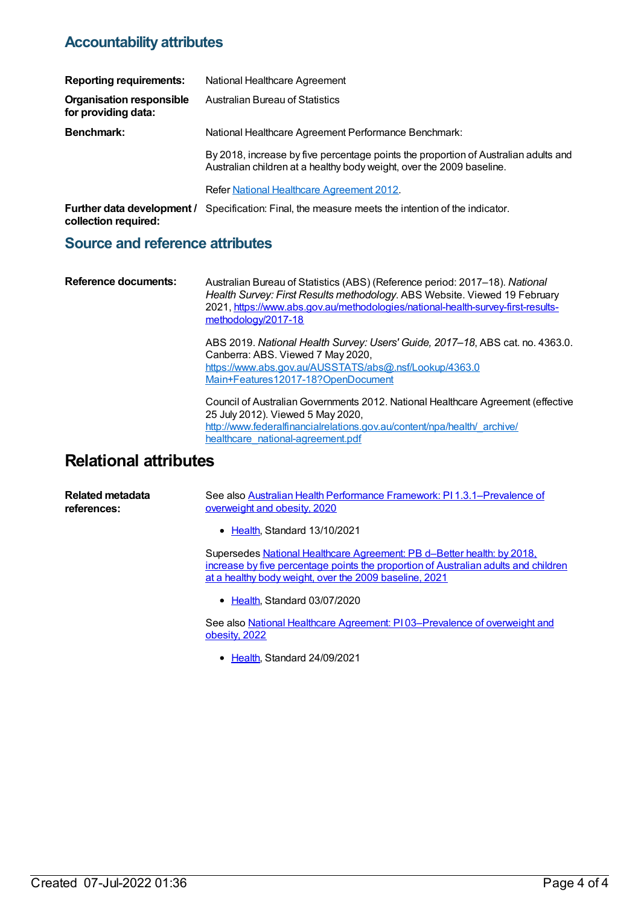## Accountability attributes

**Reporting requirements:** National Healthcare Agreement

**Organisation responsible for providing data:** Australian Bureau of Statistics

**Benchmark:** National Healthcare Agreement Performance Benchmark:

By 2018, increase by five percentage points the proportion of Australian adults and Australian children at a healthy body weight, over the 2009 baseline.

Refer [National Healthcare Agreement 2012](#).

**Further data development / collection required:** Specification: Final, the measure meets the intention of the indicator.

## Source and reference attributes

**Reference documents:** Australian Bureau of Statistics (ABS) (Reference period: 2017–18). *National Health Survey: First Results methodology*. ABS Website. Viewed 19 February 2021, https://www.abs.gov.au/methodologies/national-health-survey-first-results-methodology/2017-18

ABS 2019. *National Health Survey: Users' Guide, 2017–18*, ABS cat. no. 4363.0. Canberra: ABS. Viewed 7 May 2020, https://www.abs.gov.au/AUSSTATS/abs@.nsf/Lookup/4363.0Main+Features12017-18?OpenDocument

Council of Australian Governments 2012. National Healthcare Agreement (effective 25 July 2012). Viewed 5 May 2020, http://www.federalfinancialrelations.gov.au/content/npa/health/_archive/healthcare_national-agreement.pdf

# Relational attributes

**Related metadata references:**

See also [Australian Health Performance Framework: PI 1.3.1–Prevalence of overweight and obesity, 2020](#)

- [Health](#), Standard 13/10/2021

Supersedes [National Healthcare Agreement: PB d–Better health: by 2018, increase by five percentage points the proportion of Australian adults and children at a healthy body weight, over the 2009 baseline, 2021](#)

- [Health](#), Standard 03/07/2020

See also [National Healthcare Agreement: PI 03–Prevalence of overweight and obesity, 2022](#)

- [Health](#), Standard 24/09/2021